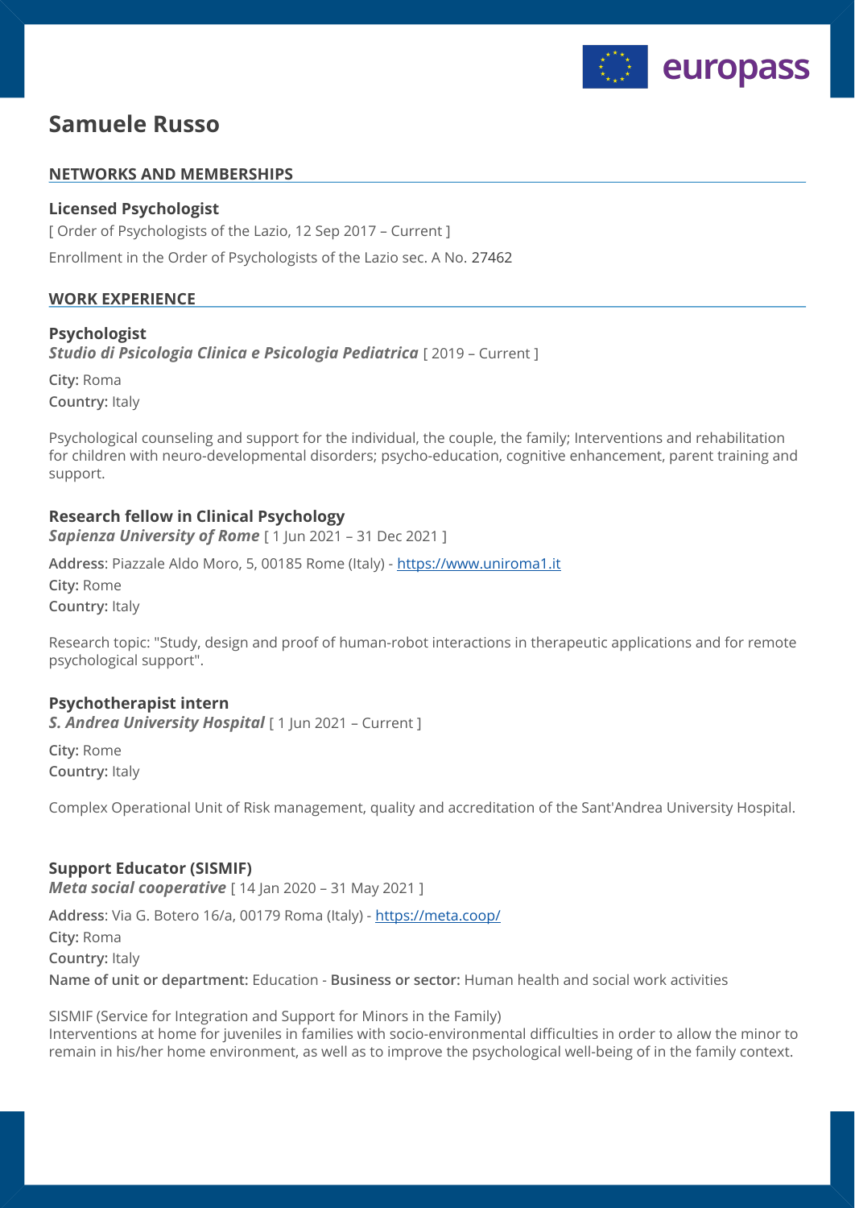# Samuele Russo

## NETWORKS AND MEMBERSHIPS

### Licensed Psychologist

[ Order of Psychologists of the Lazio, 12 Sep 2017 – Current ]

Enrollment in the Order of Psychologists of the Lazio sec. A No. 27462

## WORK EXPERIENCE

### Psychologist

***Studio di Psicologia Clinica e Psicologia Pediatrica*** [ 2019 – Current ]

**City:** Roma
**Country:** Italy

Psychological counseling and support for the individual, the couple, the family; Interventions and rehabilitation for children with neuro-developmental disorders; psycho-education, cognitive enhancement, parent training and support.

### Research fellow in Clinical Psychology

***Sapienza University of Rome*** [ 1 Jun 2021 – 31 Dec 2021 ]

**Address**: Piazzale Aldo Moro, 5, 00185 Rome (Italy) - https://www.uniroma1.it
**City:** Rome
**Country:** Italy

Research topic: "Study, design and proof of human-robot interactions in therapeutic applications and for remote psychological support".

### Psychotherapist intern

***S. Andrea University Hospital*** [ 1 Jun 2021 – Current ]

**City:** Rome
**Country:** Italy

Complex Operational Unit of Risk management, quality and accreditation of the Sant'Andrea University Hospital.

### Support Educator (SISMIF)

***Meta social cooperative*** [ 14 Jan 2020 – 31 May 2021 ]

**Address**: Via G. Botero 16/a, 00179 Roma (Italy) - https://meta.coop/
**City:** Roma
**Country:** Italy
**Name of unit or department:** Education - **Business or sector:** Human health and social work activities

SISMIF (Service for Integration and Support for Minors in the Family)
Interventions at home for juveniles in families with socio-environmental difficulties in order to allow the minor to remain in his/her home environment, as well as to improve the psychological well-being of in the family context.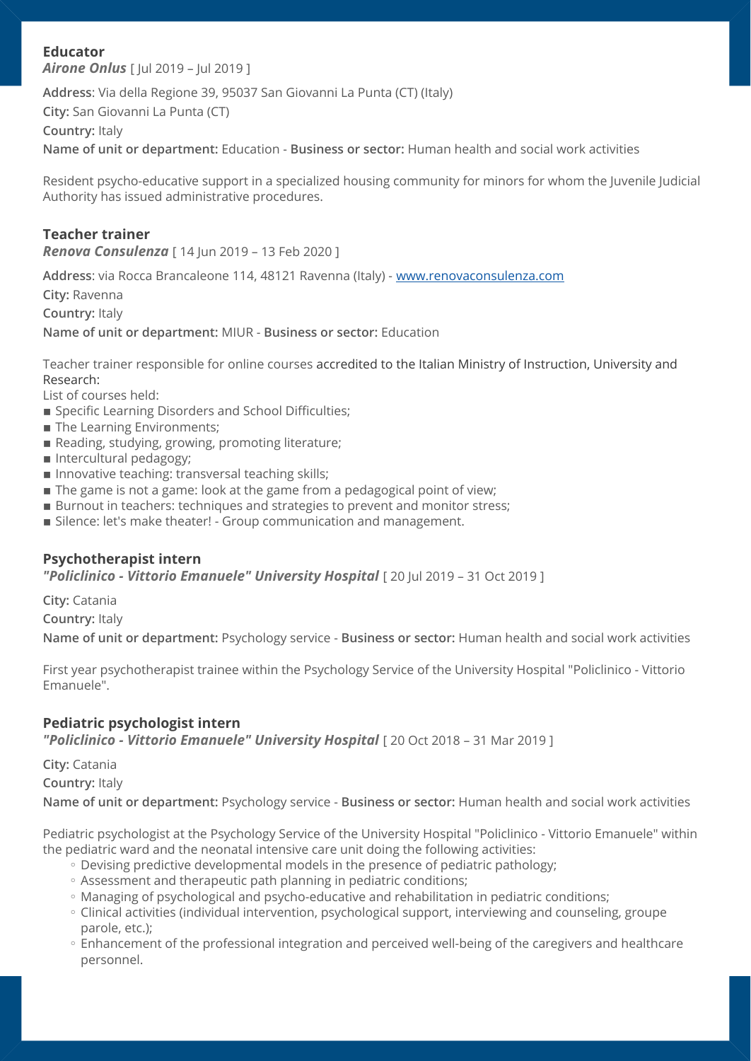### Educator

***Airone Onlus*** [ Jul 2019 – Jul 2019 ]

**Address**: Via della Regione 39, 95037 San Giovanni La Punta (CT) (Italy)

**City:** San Giovanni La Punta (CT)

**Country:** Italy

**Name of unit or department:** Education - **Business or sector:** Human health and social work activities

Resident psycho-educative support in a specialized housing community for minors for whom the Juvenile Judicial Authority has issued administrative procedures.

### Teacher trainer

***Renova Consulenza*** [ 14 Jun 2019 – 13 Feb 2020 ]

**Address**: via Rocca Brancaleone 114, 48121 Ravenna (Italy) - [www.renovaconsulenza.com](http://www.renovaconsulenza.com)

**City:** Ravenna

**Country:** Italy

**Name of unit or department:** MIUR - **Business or sector:** Education

Teacher trainer responsible for online courses accredited to the Italian Ministry of Instruction, University and Research:

List of courses held:

- Specific Learning Disorders and School Difficulties;
- The Learning Environments;
- Reading, studying, growing, promoting literature;
- Intercultural pedagogy;
- Innovative teaching: transversal teaching skills;
- The game is not a game: look at the game from a pedagogical point of view;
- Burnout in teachers: techniques and strategies to prevent and monitor stress;
- Silence: let's make theater! - Group communication and management.

### Psychotherapist intern

***"Policlinico - Vittorio Emanuele" University Hospital*** [ 20 Jul 2019 – 31 Oct 2019 ]

**City:** Catania

**Country:** Italy

**Name of unit or department:** Psychology service - **Business or sector:** Human health and social work activities

First year psychotherapist trainee within the Psychology Service of the University Hospital "Policlinico - Vittorio Emanuele".

### Pediatric psychologist intern

***"Policlinico - Vittorio Emanuele" University Hospital*** [ 20 Oct 2018 – 31 Mar 2019 ]

**City:** Catania

**Country:** Italy

**Name of unit or department:** Psychology service - **Business or sector:** Human health and social work activities

Pediatric psychologist at the Psychology Service of the University Hospital "Policlinico - Vittorio Emanuele" within the pediatric ward and the neonatal intensive care unit doing the following activities:

- Devising predictive developmental models in the presence of pediatric pathology;
- Assessment and therapeutic path planning in pediatric conditions;
- Managing of psychological and psycho-educative and rehabilitation in pediatric conditions;
- Clinical activities (individual intervention, psychological support, interviewing and counseling, groupe parole, etc.);
- Enhancement of the professional integration and perceived well-being of the caregivers and healthcare personnel.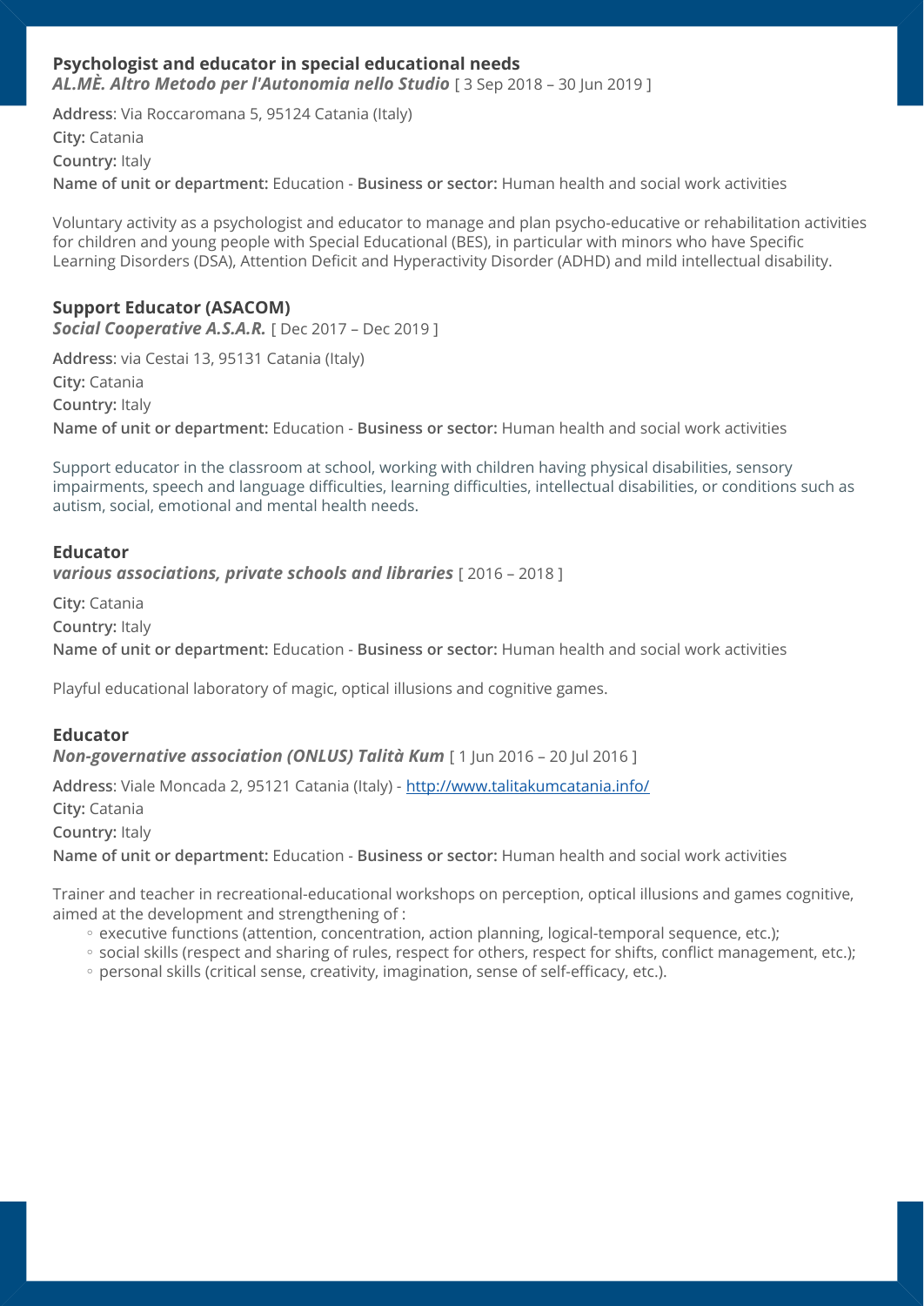### Psychologist and educator in special educational needs

***AL.MÈ. Altro Metodo per l'Autonomia nello Studio*** [ 3 Sep 2018 – 30 Jun 2019 ]

**Address**: Via Roccaromana 5, 95124 Catania (Italy)

**City:** Catania

**Country:** Italy

**Name of unit or department:** Education - **Business or sector:** Human health and social work activities

Voluntary activity as a psychologist and educator to manage and plan psycho-educative or rehabilitation activities for children and young people with Special Educational (BES), in particular with minors who have Specific Learning Disorders (DSA), Attention Deficit and Hyperactivity Disorder (ADHD) and mild intellectual disability.

### Support Educator (ASACOM)

***Social Cooperative A.S.A.R.*** [ Dec 2017 – Dec 2019 ]

**Address**: via Cestai 13, 95131 Catania (Italy)

**City:** Catania

**Country:** Italy

**Name of unit or department:** Education - **Business or sector:** Human health and social work activities

Support educator in the classroom at school, working with children having physical disabilities, sensory impairments, speech and language difficulties, learning difficulties, intellectual disabilities, or conditions such as autism, social, emotional and mental health needs.

### Educator

***various associations, private schools and libraries*** [ 2016 – 2018 ]

**City:** Catania

**Country:** Italy

**Name of unit or department:** Education - **Business or sector:** Human health and social work activities

Playful educational laboratory of magic, optical illusions and cognitive games.

### Educator

***Non-governative association (ONLUS) Talità Kum*** [ 1 Jun 2016 – 20 Jul 2016 ]

**Address**: Viale Moncada 2, 95121 Catania (Italy) - http://www.talitakumcatania.info/

**City:** Catania

**Country:** Italy

**Name of unit or department:** Education - **Business or sector:** Human health and social work activities

Trainer and teacher in recreational-educational workshops on perception, optical illusions and games cognitive, aimed at the development and strengthening of :

- executive functions (attention, concentration, action planning, logical-temporal sequence, etc.);
- social skills (respect and sharing of rules, respect for others, respect for shifts, conflict management, etc.);
- personal skills (critical sense, creativity, imagination, sense of self-efficacy, etc.).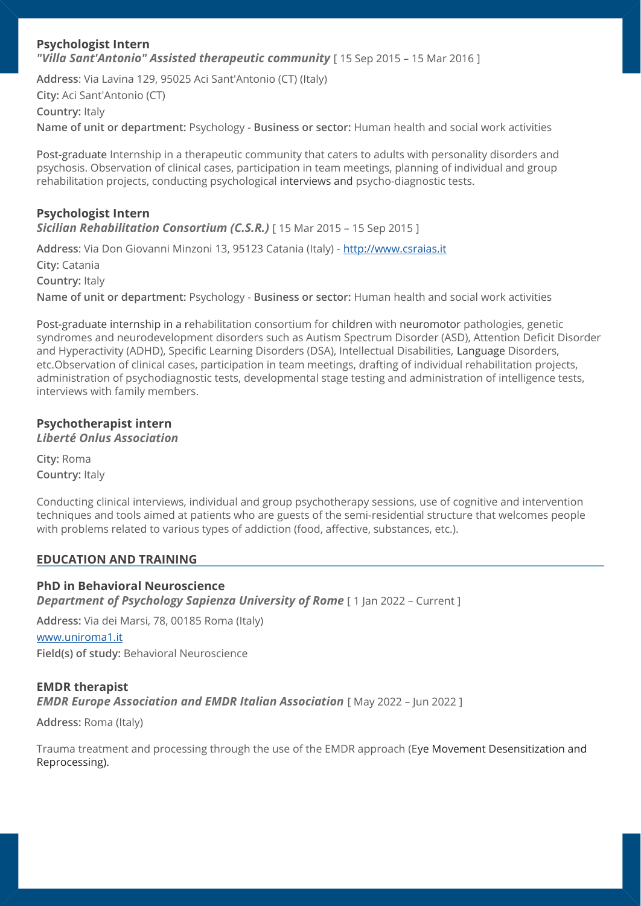### Psychologist Intern

***"Villa Sant'Antonio" Assisted therapeutic community*** [ 15 Sep 2015 – 15 Mar 2016 ]

**Address**: Via Lavina 129, 95025 Aci Sant'Antonio (CT) (Italy)

**City:** Aci Sant'Antonio (CT)

**Country:** Italy

**Name of unit or department:** Psychology - **Business or sector:** Human health and social work activities

Post-graduate Internship in a therapeutic community that caters to adults with personality disorders and psychosis. Observation of clinical cases, participation in team meetings, planning of individual and group rehabilitation projects, conducting psychological interviews and psycho-diagnostic tests.

### Psychologist Intern

***Sicilian Rehabilitation Consortium (C.S.R.)*** [ 15 Mar 2015 – 15 Sep 2015 ]

**Address**: Via Don Giovanni Minzoni 13, 95123 Catania (Italy) - http://www.csraias.it

**City:** Catania

**Country:** Italy

**Name of unit or department:** Psychology - **Business or sector:** Human health and social work activities

Post-graduate internship in a rehabilitation consortium for children with neuromotor pathologies, genetic syndromes and neurodevelopment disorders such as Autism Spectrum Disorder (ASD), Attention Deficit Disorder and Hyperactivity (ADHD), Specific Learning Disorders (DSA), Intellectual Disabilities, Language Disorders, etc.Observation of clinical cases, participation in team meetings, drafting of individual rehabilitation projects, administration of psychodiagnostic tests, developmental stage testing and administration of intelligence tests, interviews with family members.

### Psychotherapist intern

***Liberté Onlus Association***

**City:** Roma

**Country:** Italy

Conducting clinical interviews, individual and group psychotherapy sessions, use of cognitive and intervention techniques and tools aimed at patients who are guests of the semi-residential structure that welcomes people with problems related to various types of addiction (food, affective, substances, etc.).

## EDUCATION AND TRAINING

### PhD in Behavioral Neuroscience

***Department of Psychology Sapienza University of Rome*** [ 1 Jan 2022 – Current ]

**Address:** Via dei Marsi, 78, 00185 Roma (Italy)

www.uniroma1.it

**Field(s) of study:** Behavioral Neuroscience

### EMDR therapist

***EMDR Europe Association and EMDR Italian Association*** [ May 2022 – Jun 2022 ]

**Address:** Roma (Italy)

Trauma treatment and processing through the use of the EMDR approach (Eye Movement Desensitization and Reprocessing).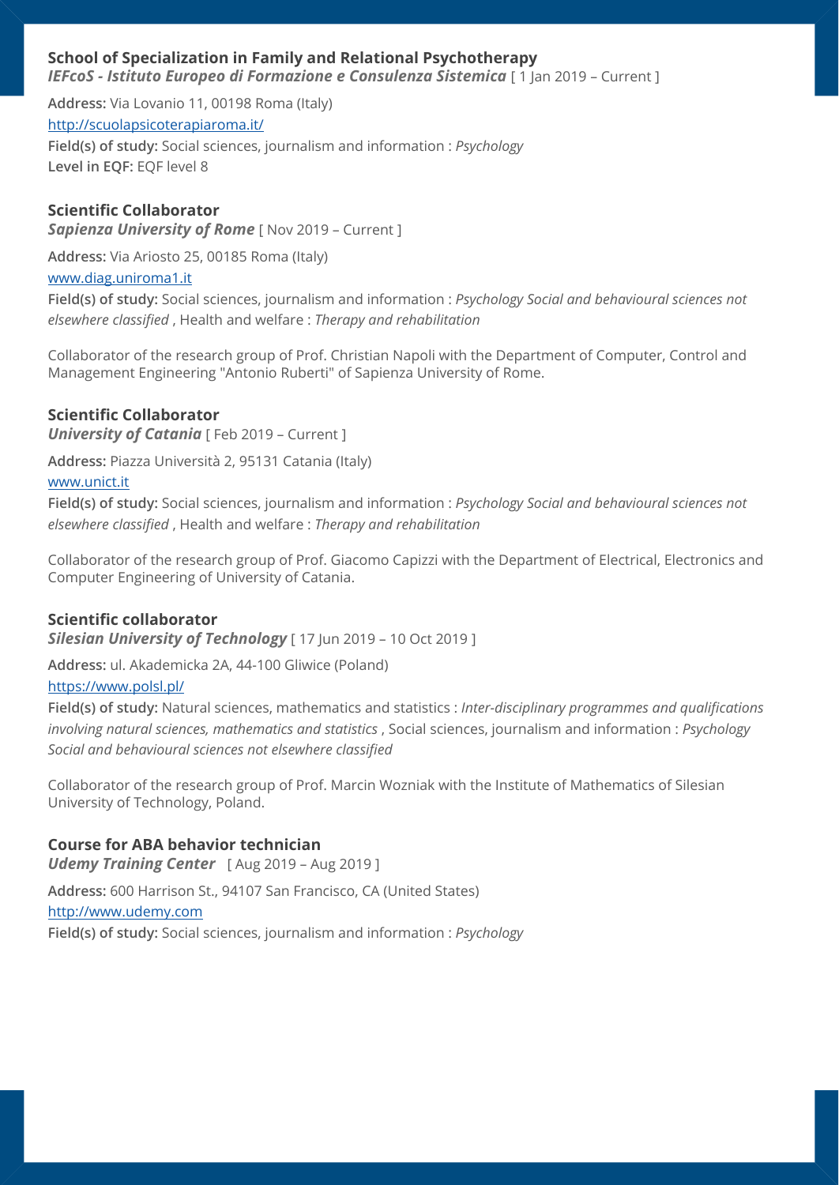### School of Specialization in Family and Relational Psychotherapy

***IEFcoS - Istituto Europeo di Formazione e Consulenza Sistemica*** [ 1 Jan 2019 – Current ]

**Address:** Via Lovanio 11, 00198 Roma (Italy)

http://scuolapsicoterapiaroma.it/

**Field(s) of study:** Social sciences, journalism and information : *Psychology*

**Level in EQF:** EQF level 8

### Scientific Collaborator

***Sapienza University of Rome*** [ Nov 2019 – Current ]

**Address:** Via Ariosto 25, 00185 Roma (Italy)

www.diag.uniroma1.it

**Field(s) of study:** Social sciences, journalism and information : *Psychology Social and behavioural sciences not elsewhere classified* , Health and welfare : *Therapy and rehabilitation*

Collaborator of the research group of Prof. Christian Napoli with the Department of Computer, Control and Management Engineering "Antonio Ruberti" of Sapienza University of Rome.

### Scientific Collaborator

***University of Catania*** [ Feb 2019 – Current ]

**Address:** Piazza Università 2, 95131 Catania (Italy)

www.unict.it

**Field(s) of study:** Social sciences, journalism and information : *Psychology Social and behavioural sciences not elsewhere classified* , Health and welfare : *Therapy and rehabilitation*

Collaborator of the research group of Prof. Giacomo Capizzi with the Department of Electrical, Electronics and Computer Engineering of University of Catania.

### Scientific collaborator

***Silesian University of Technology*** [ 17 Jun 2019 – 10 Oct 2019 ]

**Address:** ul. Akademicka 2A, 44-100 Gliwice (Poland)

https://www.polsl.pl/

**Field(s) of study:** Natural sciences, mathematics and statistics : *Inter-disciplinary programmes and qualifications involving natural sciences, mathematics and statistics* , Social sciences, journalism and information : *Psychology Social and behavioural sciences not elsewhere classified*

Collaborator of the research group of Prof. Marcin Wozniak with the Institute of Mathematics of Silesian University of Technology, Poland.

### Course for ABA behavior technician

***Udemy Training Center*** [ Aug 2019 – Aug 2019 ]

**Address:** 600 Harrison St., 94107 San Francisco, CA (United States)

http://www.udemy.com

**Field(s) of study:** Social sciences, journalism and information : *Psychology*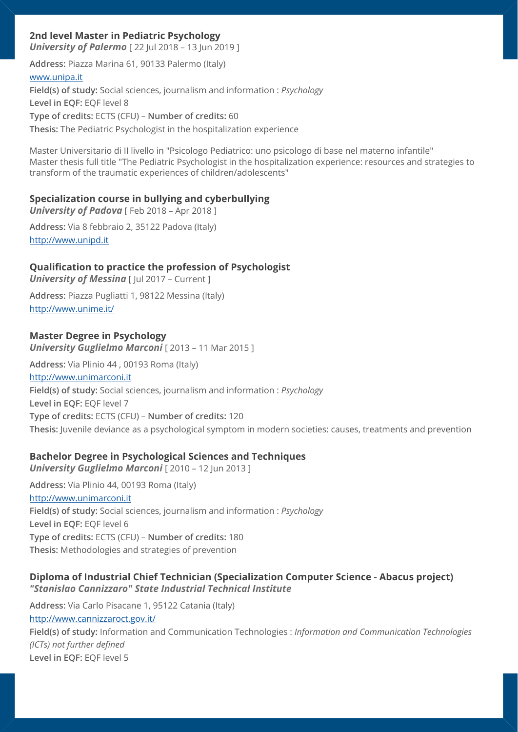### 2nd level Master in Pediatric Psychology

***University of Palermo*** [ 22 Jul 2018 – 13 Jun 2019 ]

**Address:** Piazza Marina 61, 90133 Palermo (Italy)

www.unipa.it

**Field(s) of study:** Social sciences, journalism and information : *Psychology*

**Level in EQF:** EQF level 8

**Type of credits:** ECTS (CFU) – **Number of credits:** 60

**Thesis:** The Pediatric Psychologist in the hospitalization experience

Master Universitario di II livello in "Psicologo Pediatrico: uno psicologo di base nel materno infantile"
Master thesis full title "The Pediatric Psychologist in the hospitalization experience: resources and strategies to transform of the traumatic experiences of children/adolescents"

### Specialization course in bullying and cyberbullying

***University of Padova*** [ Feb 2018 – Apr 2018 ]

**Address:** Via 8 febbraio 2, 35122 Padova (Italy)

http://www.unipd.it

### Qualification to practice the profession of Psychologist

***University of Messina*** [ Jul 2017 – Current ]

**Address:** Piazza Pugliatti 1, 98122 Messina (Italy)

http://www.unime.it/

### Master Degree in Psychology

***University Guglielmo Marconi*** [ 2013 – 11 Mar 2015 ]

**Address:** Via Plinio 44 , 00193 Roma (Italy)

http://www.unimarconi.it

**Field(s) of study:** Social sciences, journalism and information : *Psychology*

**Level in EQF:** EQF level 7

**Type of credits:** ECTS (CFU) – **Number of credits:** 120

**Thesis:** Juvenile deviance as a psychological symptom in modern societies: causes, treatments and prevention

### Bachelor Degree in Psychological Sciences and Techniques

***University Guglielmo Marconi*** [ 2010 – 12 Jun 2013 ]

**Address:** Via Plinio 44, 00193 Roma (Italy)

http://www.unimarconi.it

**Field(s) of study:** Social sciences, journalism and information : *Psychology*

**Level in EQF:** EQF level 6

**Type of credits:** ECTS (CFU) – **Number of credits:** 180

**Thesis:** Methodologies and strategies of prevention

### Diploma of Industrial Chief Technician (Specialization Computer Science - Abacus project)

***"Stanislao Cannizzaro" State Industrial Technical Institute***

**Address:** Via Carlo Pisacane 1, 95122 Catania (Italy)

http://www.cannizzaroct.gov.it/

**Field(s) of study:** Information and Communication Technologies : *Information and Communication Technologies (ICTs) not further defined*

**Level in EQF:** EQF level 5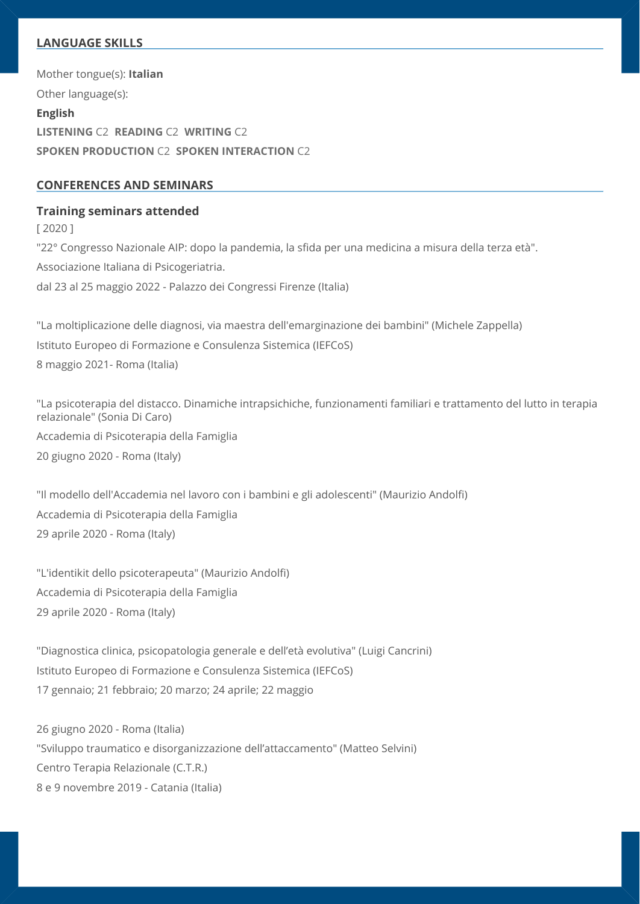## LANGUAGE SKILLS

Mother tongue(s): **Italian**

Other language(s):

**English**

**LISTENING** C2 **READING** C2 **WRITING** C2

**SPOKEN PRODUCTION** C2 **SPOKEN INTERACTION** C2

## CONFERENCES AND SEMINARS

### Training seminars attended

[ 2020 ]

"22° Congresso Nazionale AIP: dopo la pandemia, la sfida per una medicina a misura della terza età".

Associazione Italiana di Psicogeriatria.

dal 23 al 25 maggio 2022 - Palazzo dei Congressi Firenze (Italia)

"La moltiplicazione delle diagnosi, via maestra dell'emarginazione dei bambini" (Michele Zappella)

Istituto Europeo di Formazione e Consulenza Sistemica (IEFCoS)

8 maggio 2021- Roma (Italia)

"La psicoterapia del distacco. Dinamiche intrapsichiche, funzionamenti familiari e trattamento del lutto in terapia relazionale" (Sonia Di Caro)

Accademia di Psicoterapia della Famiglia

20 giugno 2020 - Roma (Italy)

"Il modello dell'Accademia nel lavoro con i bambini e gli adolescenti" (Maurizio Andolfi)

Accademia di Psicoterapia della Famiglia

29 aprile 2020 - Roma (Italy)

"L'identikit dello psicoterapeuta" (Maurizio Andolfi)

Accademia di Psicoterapia della Famiglia

29 aprile 2020 - Roma (Italy)

"Diagnostica clinica, psicopatologia generale e dell'età evolutiva" (Luigi Cancrini)

Istituto Europeo di Formazione e Consulenza Sistemica (IEFCoS)

17 gennaio; 21 febbraio; 20 marzo; 24 aprile; 22 maggio

26 giugno 2020 - Roma (Italia)

"Sviluppo traumatico e disorganizzazione dell'attaccamento" (Matteo Selvini)

Centro Terapia Relazionale (C.T.R.)

8 e 9 novembre 2019 - Catania (Italia)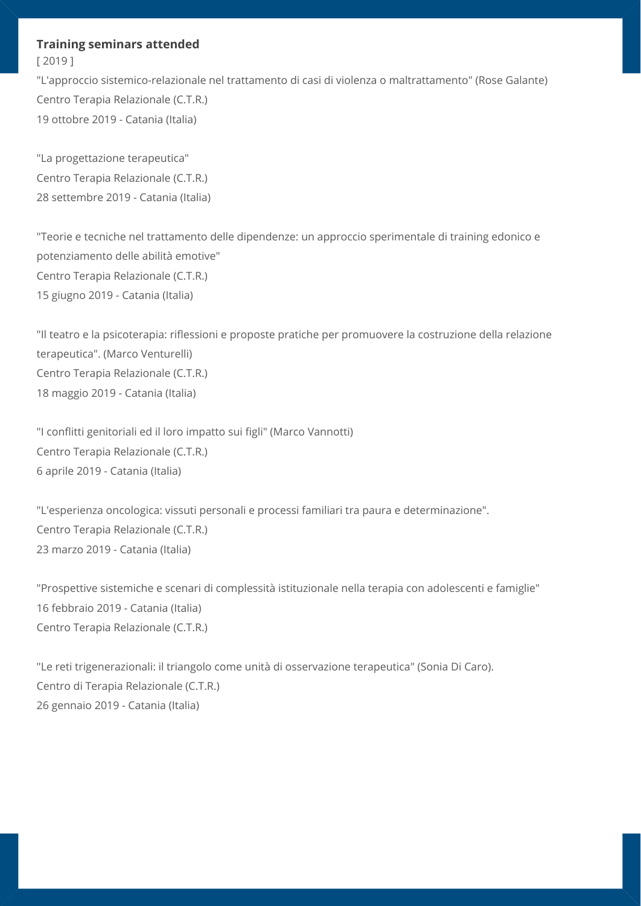**Training seminars attended**

[ 2019 ]

"L'approccio sistemico-relazionale nel trattamento di casi di violenza o maltrattamento" (Rose Galante)
Centro Terapia Relazionale (C.T.R.)
19 ottobre 2019 - Catania (Italia)

"La progettazione terapeutica"
Centro Terapia Relazionale (C.T.R.)
28 settembre 2019 - Catania (Italia)

"Teorie e tecniche nel trattamento delle dipendenze: un approccio sperimentale di training edonico e potenziamento delle abilità emotive"
Centro Terapia Relazionale (C.T.R.)
15 giugno 2019 - Catania (Italia)

"Il teatro e la psicoterapia: riflessioni e proposte pratiche per promuovere la costruzione della relazione terapeutica". (Marco Venturelli)
Centro Terapia Relazionale (C.T.R.)
18 maggio 2019 - Catania (Italia)

"I conflitti genitoriali ed il loro impatto sui figli" (Marco Vannotti)
Centro Terapia Relazionale (C.T.R.)
6 aprile 2019 - Catania (Italia)

"L'esperienza oncologica: vissuti personali e processi familiari tra paura e determinazione".
Centro Terapia Relazionale (C.T.R.)
23 marzo 2019 - Catania (Italia)

"Prospettive sistemiche e scenari di complessità istituzionale nella terapia con adolescenti e famiglie"
16 febbraio 2019 - Catania (Italia)
Centro Terapia Relazionale (C.T.R.)

"Le reti trigenerazionali: il triangolo come unità di osservazione terapeutica" (Sonia Di Caro).
Centro di Terapia Relazionale (C.T.R.)
26 gennaio 2019 - Catania (Italia)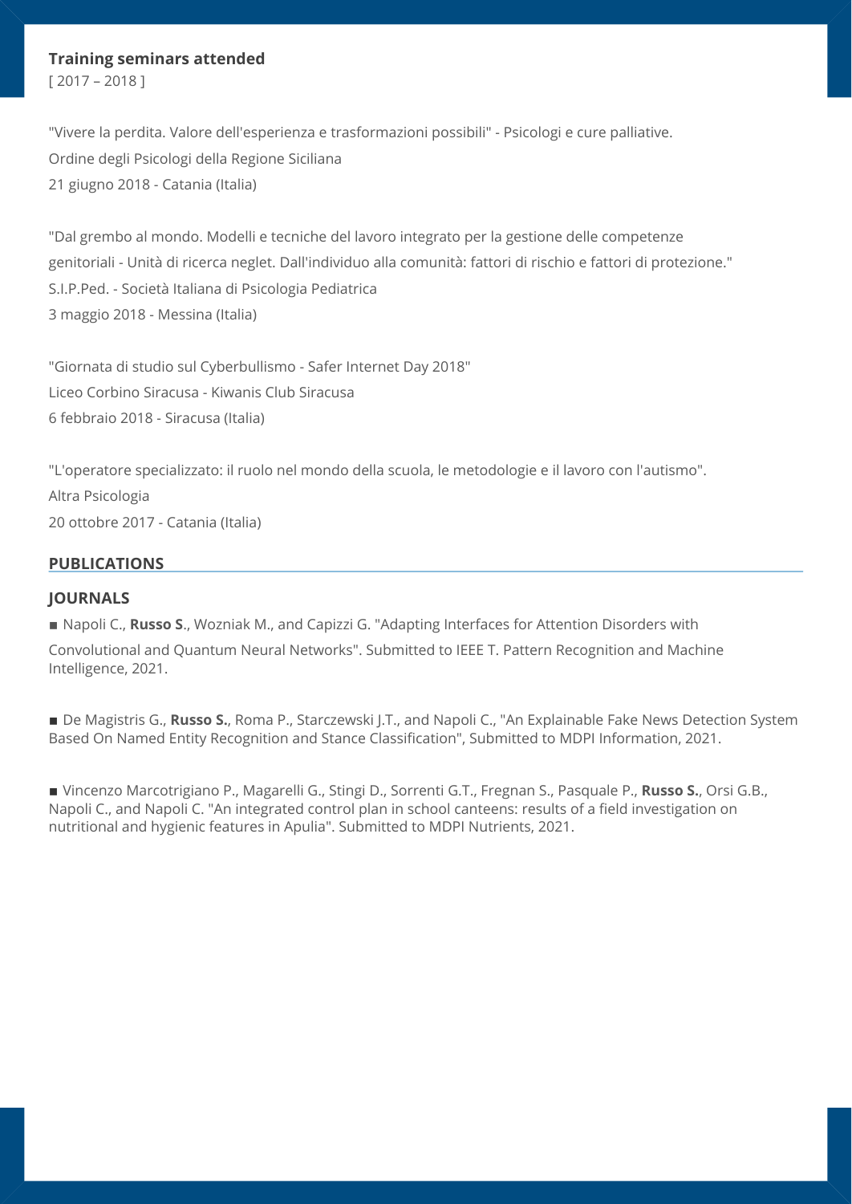### Training seminars attended

[ 2017 – 2018 ]

"Vivere la perdita. Valore dell'esperienza e trasformazioni possibili" - Psicologi e cure palliative.
Ordine degli Psicologi della Regione Siciliana
21 giugno 2018 - Catania (Italia)

"Dal grembo al mondo. Modelli e tecniche del lavoro integrato per la gestione delle competenze genitoriali - Unità di ricerca neglet. Dall'individuo alla comunità: fattori di rischio e fattori di protezione."
S.I.P.Ped. - Società Italiana di Psicologia Pediatrica
3 maggio 2018 - Messina (Italia)

"Giornata di studio sul Cyberbullismo - Safer Internet Day 2018"
Liceo Corbino Siracusa - Kiwanis Club Siracusa
6 febbraio 2018 - Siracusa (Italia)

"L'operatore specializzato: il ruolo nel mondo della scuola, le metodologie e il lavoro con l'autismo".
Altra Psicologia
20 ottobre 2017 - Catania (Italia)

## PUBLICATIONS

### JOURNALS

- Napoli C., **Russo S**., Wozniak M., and Capizzi G. "Adapting Interfaces for Attention Disorders with Convolutional and Quantum Neural Networks". Submitted to IEEE T. Pattern Recognition and Machine Intelligence, 2021.

- De Magistris G., **Russo S.**, Roma P., Starczewski J.T., and Napoli C., "An Explainable Fake News Detection System Based On Named Entity Recognition and Stance Classification", Submitted to MDPI Information, 2021.

- Vincenzo Marcotrigiano P., Magarelli G., Stingi D., Sorrenti G.T., Fregnan S., Pasquale P., **Russo S.**, Orsi G.B., Napoli C., and Napoli C. "An integrated control plan in school canteens: results of a field investigation on nutritional and hygienic features in Apulia". Submitted to MDPI Nutrients, 2021.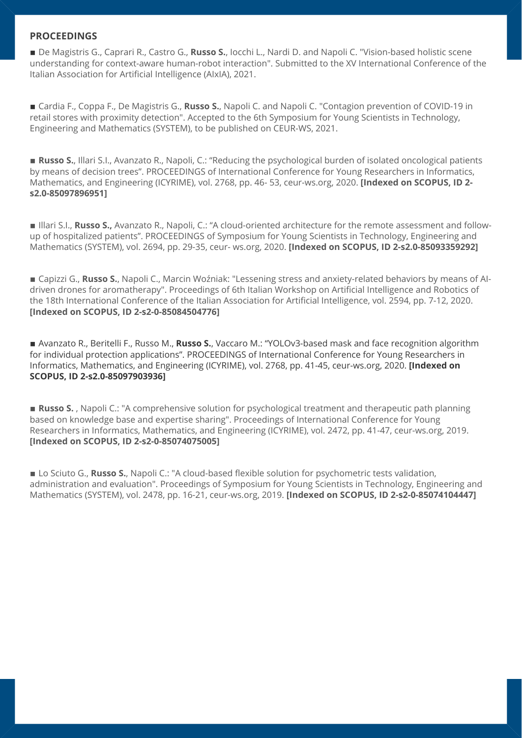## PROCEEDINGS

- De Magistris G., Caprari R., Castro G., **Russo S.**, Iocchi L., Nardi D. and Napoli C. "Vision-based holistic scene understanding for context-aware human-robot interaction". Submitted to the XV International Conference of the Italian Association for Artificial Intelligence (AIxIA), 2021.

- Cardia F., Coppa F., De Magistris G., **Russo S.**, Napoli C. and Napoli C. "Contagion prevention of COVID-19 in retail stores with proximity detection". Accepted to the 6th Symposium for Young Scientists in Technology, Engineering and Mathematics (SYSTEM), to be published on CEUR-WS, 2021.

- **Russo S.**, Illari S.I., Avanzato R., Napoli, C.: "Reducing the psychological burden of isolated oncological patients by means of decision trees". PROCEEDINGS of International Conference for Young Researchers in Informatics, Mathematics, and Engineering (ICYRIME), vol. 2768, pp. 46- 53, ceur-ws.org, 2020. **[Indexed on SCOPUS, ID 2-s2.0-85097896951]**

- Illari S.I., **Russo S.,** Avanzato R., Napoli, C.: "A cloud-oriented architecture for the remote assessment and follow-up of hospitalized patients". PROCEEDINGS of Symposium for Young Scientists in Technology, Engineering and Mathematics (SYSTEM), vol. 2694, pp. 29-35, ceur- ws.org, 2020. **[Indexed on SCOPUS, ID 2-s2.0-85093359292]**

- Capizzi G., **Russo S.**, Napoli C., Marcin Woźniak: "Lessening stress and anxiety-related behaviors by means of AI-driven drones for aromatherapy". Proceedings of 6th Italian Workshop on Artificial Intelligence and Robotics of the 18th International Conference of the Italian Association for Artificial Intelligence, vol. 2594, pp. 7-12, 2020. **[Indexed on SCOPUS, ID 2-s2-0-85084504776]**

- Avanzato R., Beritelli F., Russo M., **Russo S.**, Vaccaro M.: "YOLOv3-based mask and face recognition algorithm for individual protection applications". PROCEEDINGS of International Conference for Young Researchers in Informatics, Mathematics, and Engineering (ICYRIME), vol. 2768, pp. 41-45, ceur-ws.org, 2020. **[Indexed on SCOPUS, ID 2-s2.0-85097903936]**

- **Russo S.** , Napoli C.: "A comprehensive solution for psychological treatment and therapeutic path planning based on knowledge base and expertise sharing". Proceedings of International Conference for Young Researchers in Informatics, Mathematics, and Engineering (ICYRIME), vol. 2472, pp. 41-47, ceur-ws.org, 2019. **[Indexed on SCOPUS, ID 2-s2.0-85074075005]**

- Lo Sciuto G., **Russo S.**, Napoli C.: "A cloud-based flexible solution for psychometric tests validation, administration and evaluation". Proceedings of Symposium for Young Scientists in Technology, Engineering and Mathematics (SYSTEM), vol. 2478, pp. 16-21, ceur-ws.org, 2019. **[Indexed on SCOPUS, ID 2-s2-0-85074104447]**